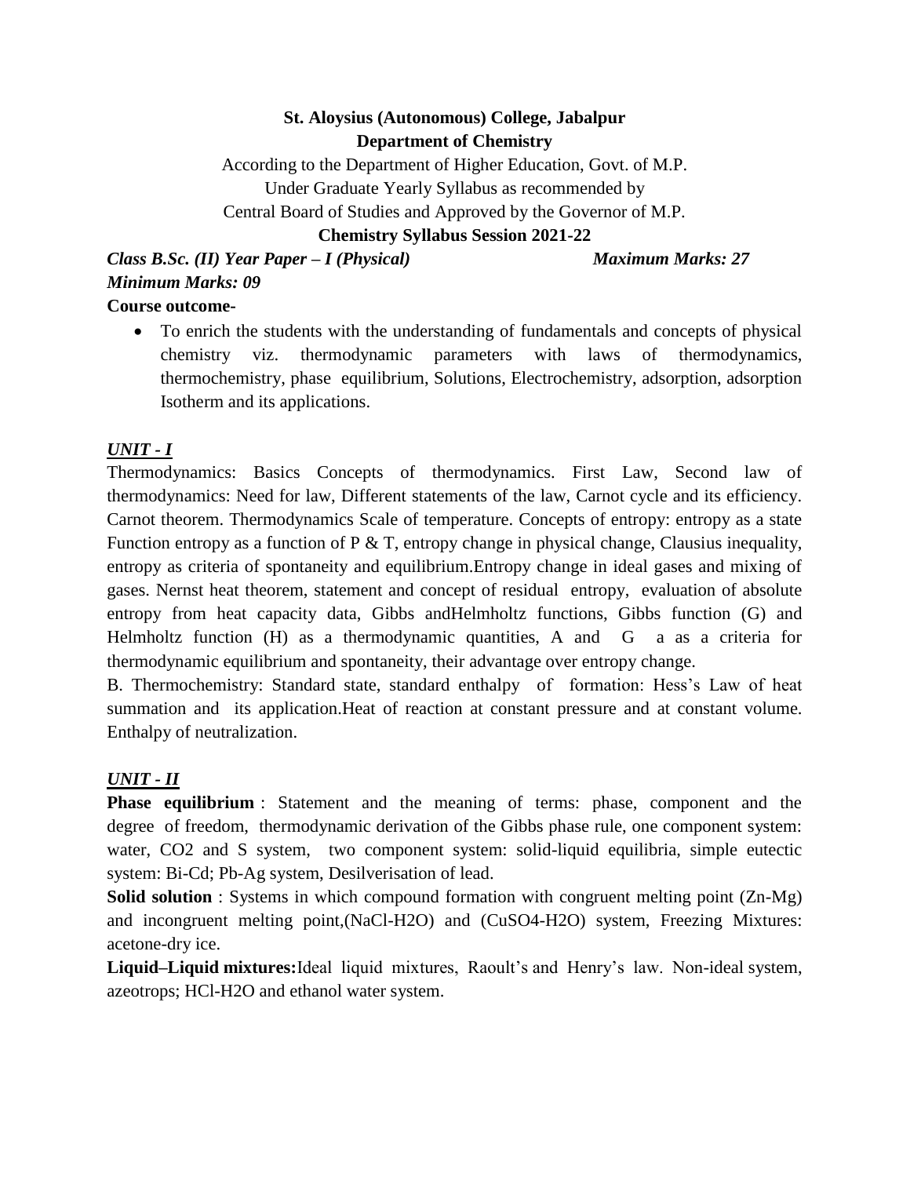**St. Aloysius (Autonomous) College, Jabalpur**
**Department of Chemistry**

According to the Department of Higher Education, Govt. of M.P.
Under Graduate Yearly Syllabus as recommended by
Central Board of Studies and Approved by the Governor of M.P.

**Chemistry Syllabus Session 2021-22**

***Class B.Sc. (II) Year Paper – I (Physical)*** ***Maximum Marks: 27***
***Minimum Marks: 09***

**Course outcome-**

- To enrich the students with the understanding of fundamentals and concepts of physical chemistry viz. thermodynamic parameters with laws of thermodynamics, thermochemistry, phase equilibrium, Solutions, Electrochemistry, adsorption, adsorption Isotherm and its applications.

## ***UNIT - I***

Thermodynamics: Basics Concepts of thermodynamics. First Law, Second law of thermodynamics: Need for law, Different statements of the law, Carnot cycle and its efficiency. Carnot theorem. Thermodynamics Scale of temperature. Concepts of entropy: entropy as a state Function entropy as a function of P & T, entropy change in physical change, Clausius inequality, entropy as criteria of spontaneity and equilibrium.Entropy change in ideal gases and mixing of gases. Nernst heat theorem, statement and concept of residual entropy, evaluation of absolute entropy from heat capacity data, Gibbs andHelmholtz functions, Gibbs function (G) and Helmholtz function (H) as a thermodynamic quantities, A and G a as a criteria for thermodynamic equilibrium and spontaneity, their advantage over entropy change.

B. Thermochemistry: Standard state, standard enthalpy of formation: Hess's Law of heat summation and its application.Heat of reaction at constant pressure and at constant volume. Enthalpy of neutralization.

## ***UNIT - II***

**Phase equilibrium** : Statement and the meaning of terms: phase, component and the degree of freedom, thermodynamic derivation of the Gibbs phase rule, one component system: water, CO2 and S system, two component system: solid-liquid equilibria, simple eutectic system: Bi-Cd; Pb-Ag system, Desilverisation of lead.

**Solid solution** : Systems in which compound formation with congruent melting point (Zn-Mg) and incongruent melting point,(NaCl-H2O) and (CuSO4-H2O) system, Freezing Mixtures: acetone-dry ice.

**Liquid–Liquid mixtures:**Ideal liquid mixtures, Raoult's and Henry's law. Non-ideal system, azeotrops; HCl-H2O and ethanol water system.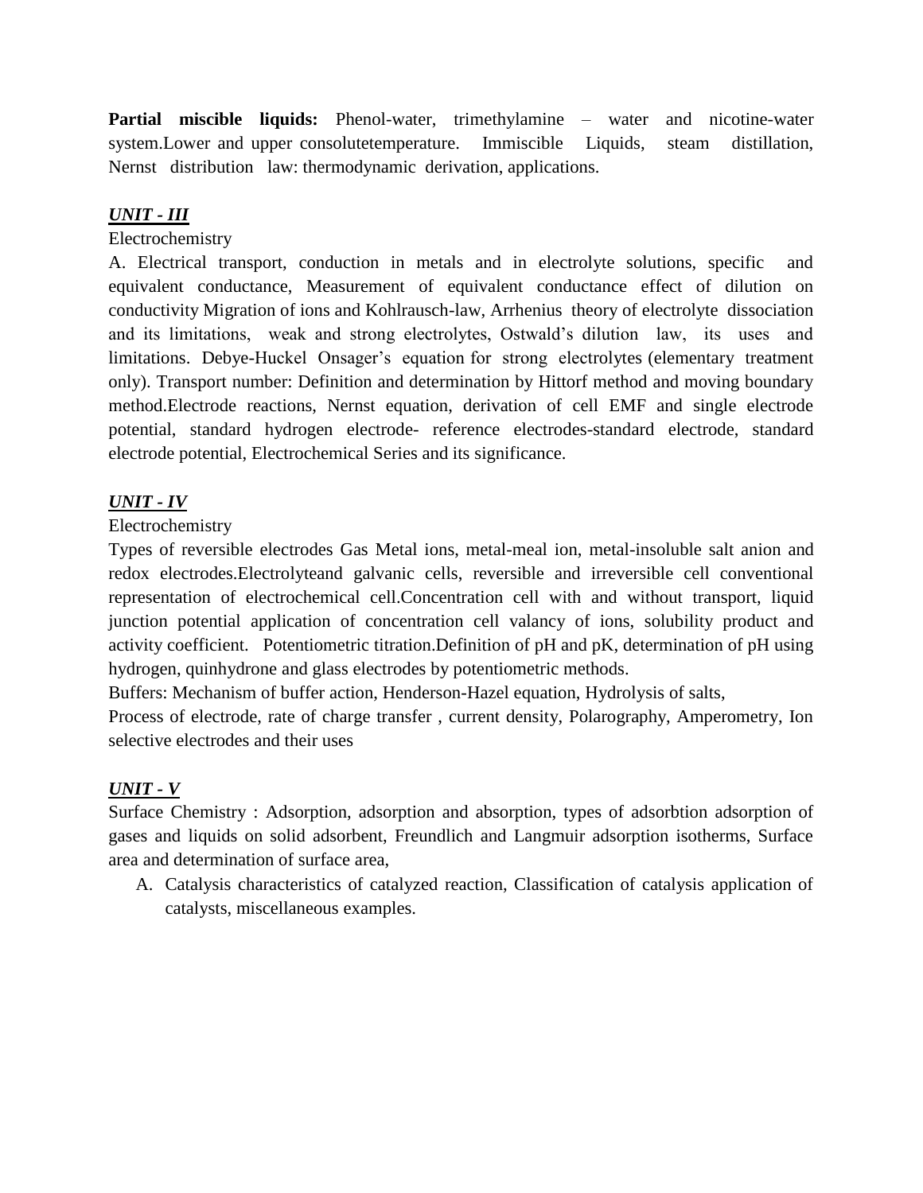**Partial miscible liquids:** Phenol-water, trimethylamine – water and nicotine-water system.Lower and upper consolutetemperature. Immiscible Liquids, steam distillation, Nernst distribution law: thermodynamic derivation, applications.

## ***UNIT - III***

Electrochemistry

A. Electrical transport, conduction in metals and in electrolyte solutions, specific and equivalent conductance, Measurement of equivalent conductance effect of dilution on conductivity Migration of ions and Kohlrausch-law, Arrhenius theory of electrolyte dissociation and its limitations, weak and strong electrolytes, Ostwald's dilution law, its uses and limitations. Debye-Huckel Onsager's equation for strong electrolytes (elementary treatment only). Transport number: Definition and determination by Hittorf method and moving boundary method.Electrode reactions, Nernst equation, derivation of cell EMF and single electrode potential, standard hydrogen electrode- reference electrodes-standard electrode, standard electrode potential, Electrochemical Series and its significance.

## ***UNIT - IV***

Electrochemistry

Types of reversible electrodes Gas Metal ions, metal-meal ion, metal-insoluble salt anion and redox electrodes.Electrolyteand galvanic cells, reversible and irreversible cell conventional representation of electrochemical cell.Concentration cell with and without transport, liquid junction potential application of concentration cell valancy of ions, solubility product and activity coefficient. Potentiometric titration.Definition of pH and pK, determination of pH using hydrogen, quinhydrone and glass electrodes by potentiometric methods.

Buffers: Mechanism of buffer action, Henderson-Hazel equation, Hydrolysis of salts,

Process of electrode, rate of charge transfer , current density, Polarography, Amperometry, Ion selective electrodes and their uses

## ***UNIT - V***

Surface Chemistry : Adsorption, adsorption and absorption, types of adsorbtion adsorption of gases and liquids on solid adsorbent, Freundlich and Langmuir adsorption isotherms, Surface area and determination of surface area,

A. Catalysis characteristics of catalyzed reaction, Classification of catalysis application of catalysts, miscellaneous examples.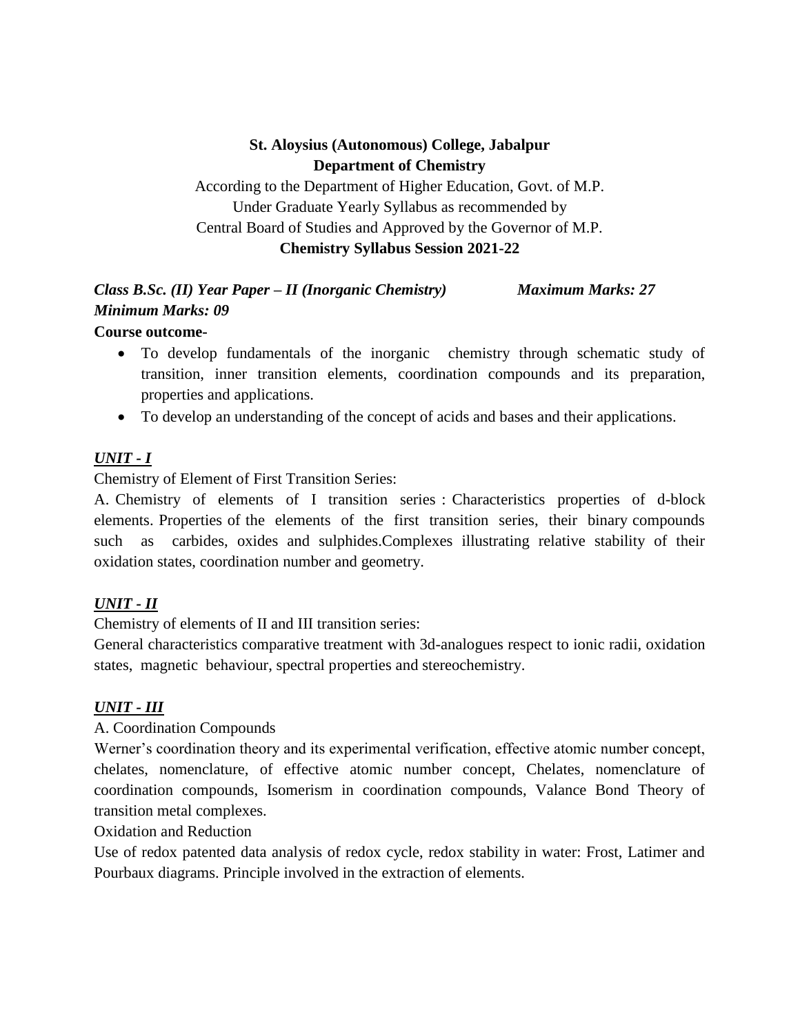**St. Aloysius (Autonomous) College, Jabalpur**
**Department of Chemistry**

According to the Department of Higher Education, Govt. of M.P.
Under Graduate Yearly Syllabus as recommended by
Central Board of Studies and Approved by the Governor of M.P.
**Chemistry Syllabus Session 2021-22**

***Class B.Sc. (II) Year Paper – II (Inorganic Chemistry)*** ***Maximum Marks: 27***
***Minimum Marks: 09***

**Course outcome-**

- To develop fundamentals of the inorganic chemistry through schematic study of transition, inner transition elements, coordination compounds and its preparation, properties and applications.
- To develop an understanding of the concept of acids and bases and their applications.

## ***UNIT - I***

Chemistry of Element of First Transition Series:

A. Chemistry of elements of I transition series : Characteristics properties of d-block elements. Properties of the elements of the first transition series, their binary compounds such as carbides, oxides and sulphides.Complexes illustrating relative stability of their oxidation states, coordination number and geometry.

## ***UNIT - II***

Chemistry of elements of II and III transition series:

General characteristics comparative treatment with 3d-analogues respect to ionic radii, oxidation states, magnetic behaviour, spectral properties and stereochemistry.

## ***UNIT - III***

A. Coordination Compounds

Werner's coordination theory and its experimental verification, effective atomic number concept, chelates, nomenclature, of effective atomic number concept, Chelates, nomenclature of coordination compounds, Isomerism in coordination compounds, Valance Bond Theory of transition metal complexes.

Oxidation and Reduction

Use of redox patented data analysis of redox cycle, redox stability in water: Frost, Latimer and Pourbaux diagrams. Principle involved in the extraction of elements.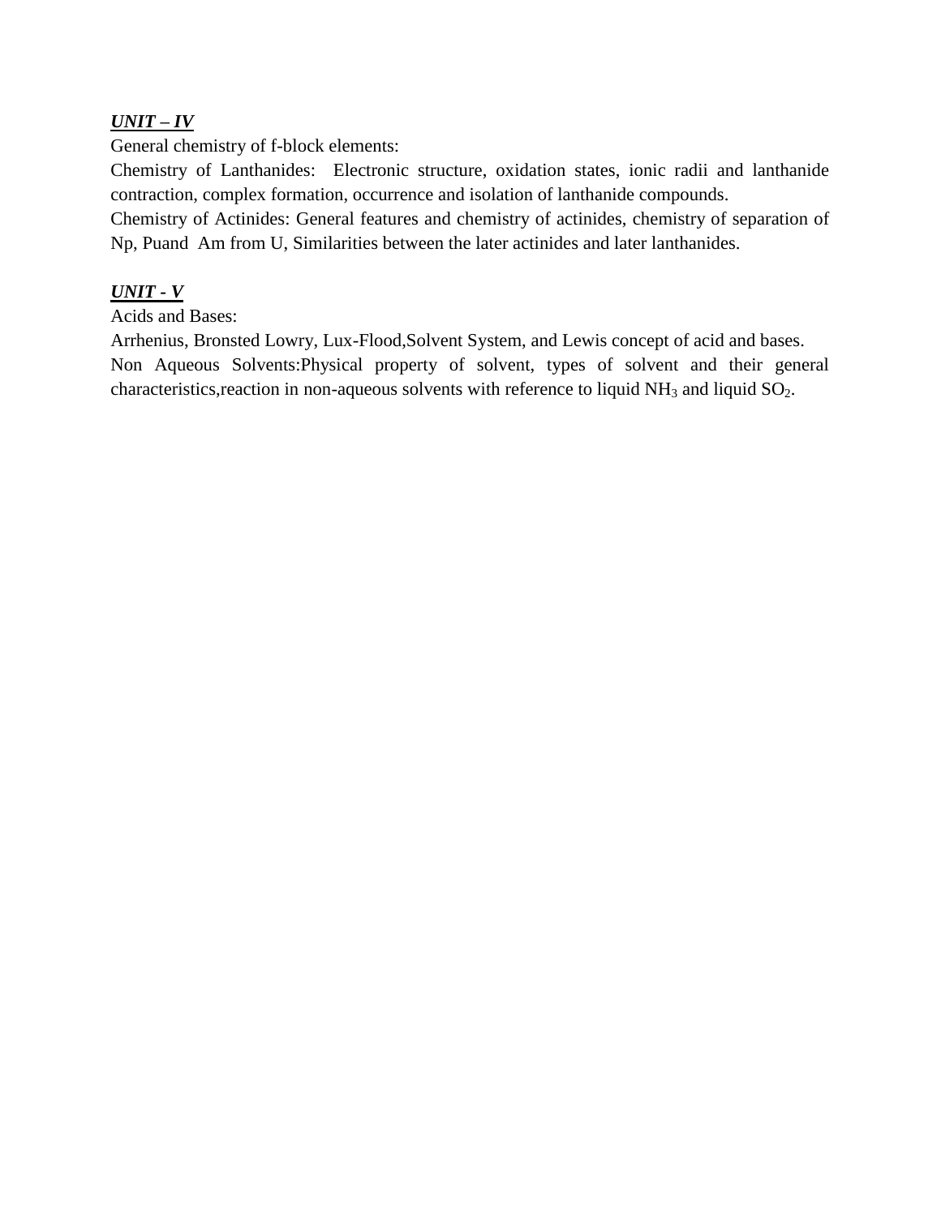***UNIT – IV***

General chemistry of f-block elements:

Chemistry of Lanthanides: Electronic structure, oxidation states, ionic radii and lanthanide contraction, complex formation, occurrence and isolation of lanthanide compounds.

Chemistry of Actinides: General features and chemistry of actinides, chemistry of separation of Np, Puand Am from U, Similarities between the later actinides and later lanthanides.

***UNIT - V***

Acids and Bases:

Arrhenius, Bronsted Lowry, Lux-Flood,Solvent System, and Lewis concept of acid and bases.

Non Aqueous Solvents:Physical property of solvent, types of solvent and their general characteristics,reaction in non-aqueous solvents with reference to liquid $NH_3$ and liquid $SO_2$.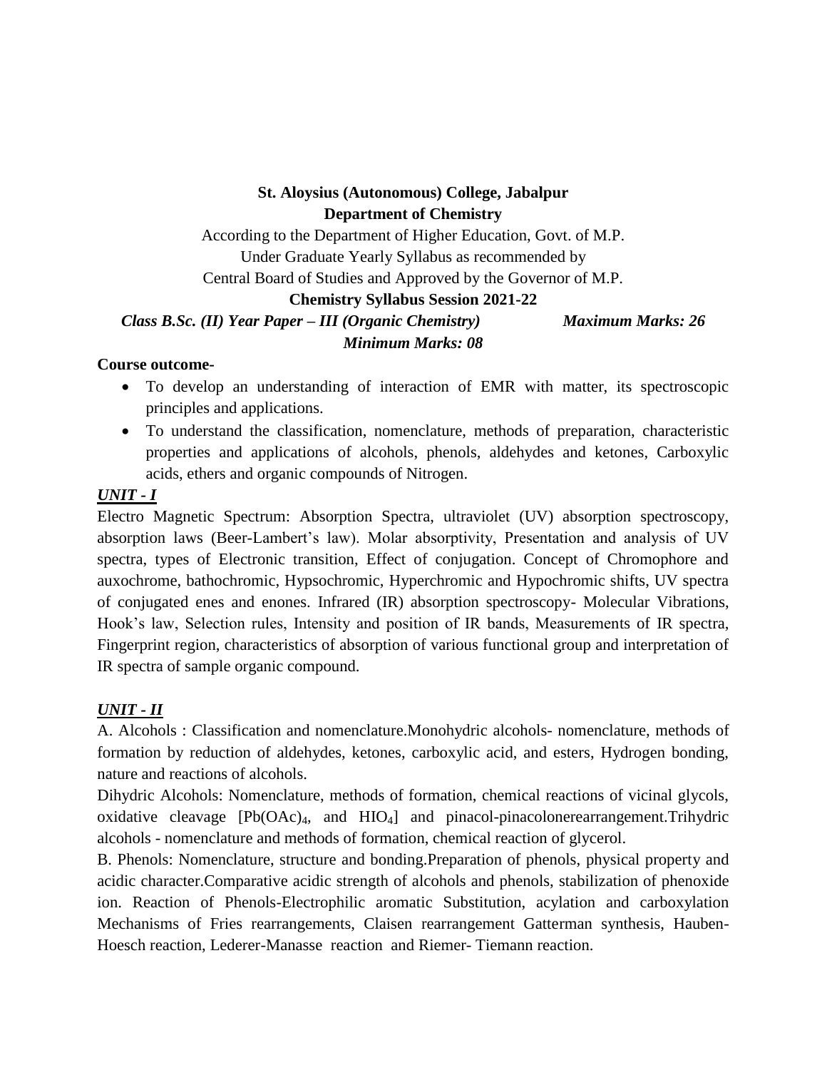**St. Aloysius (Autonomous) College, Jabalpur**
**Department of Chemistry**

According to the Department of Higher Education, Govt. of M.P.
Under Graduate Yearly Syllabus as recommended by
Central Board of Studies and Approved by the Governor of M.P.

**Chemistry Syllabus Session 2021-22**

***Class B.Sc. (II) Year Paper – III (Organic Chemistry)*** ***Maximum Marks: 26***
***Minimum Marks: 08***

**Course outcome-**

- To develop an understanding of interaction of EMR with matter, its spectroscopic principles and applications.
- To understand the classification, nomenclature, methods of preparation, characteristic properties and applications of alcohols, phenols, aldehydes and ketones, Carboxylic acids, ethers and organic compounds of Nitrogen.

***UNIT - I***

Electro Magnetic Spectrum: Absorption Spectra, ultraviolet (UV) absorption spectroscopy, absorption laws (Beer-Lambert's law). Molar absorptivity, Presentation and analysis of UV spectra, types of Electronic transition, Effect of conjugation. Concept of Chromophore and auxochrome, bathochromic, Hypsochromic, Hyperchromic and Hypochromic shifts, UV spectra of conjugated enes and enones. Infrared (IR) absorption spectroscopy- Molecular Vibrations, Hook's law, Selection rules, Intensity and position of IR bands, Measurements of IR spectra, Fingerprint region, characteristics of absorption of various functional group and interpretation of IR spectra of sample organic compound.

***UNIT - II***

A. Alcohols : Classification and nomenclature.Monohydric alcohols- nomenclature, methods of formation by reduction of aldehydes, ketones, carboxylic acid, and esters, Hydrogen bonding, nature and reactions of alcohols.

Dihydric Alcohols: Nomenclature, methods of formation, chemical reactions of vicinal glycols, oxidative cleavage [$Pb(OAc)_4$, and $HIO_4$] and pinacol-pinacolonerearrangement.Trihydric alcohols - nomenclature and methods of formation, chemical reaction of glycerol.

B. Phenols: Nomenclature, structure and bonding.Preparation of phenols, physical property and acidic character.Comparative acidic strength of alcohols and phenols, stabilization of phenoxide ion. Reaction of Phenols-Electrophilic aromatic Substitution, acylation and carboxylation Mechanisms of Fries rearrangements, Claisen rearrangement Gatterman synthesis, Hauben-Hoesch reaction, Lederer-Manasse reaction and Riemer- Tiemann reaction.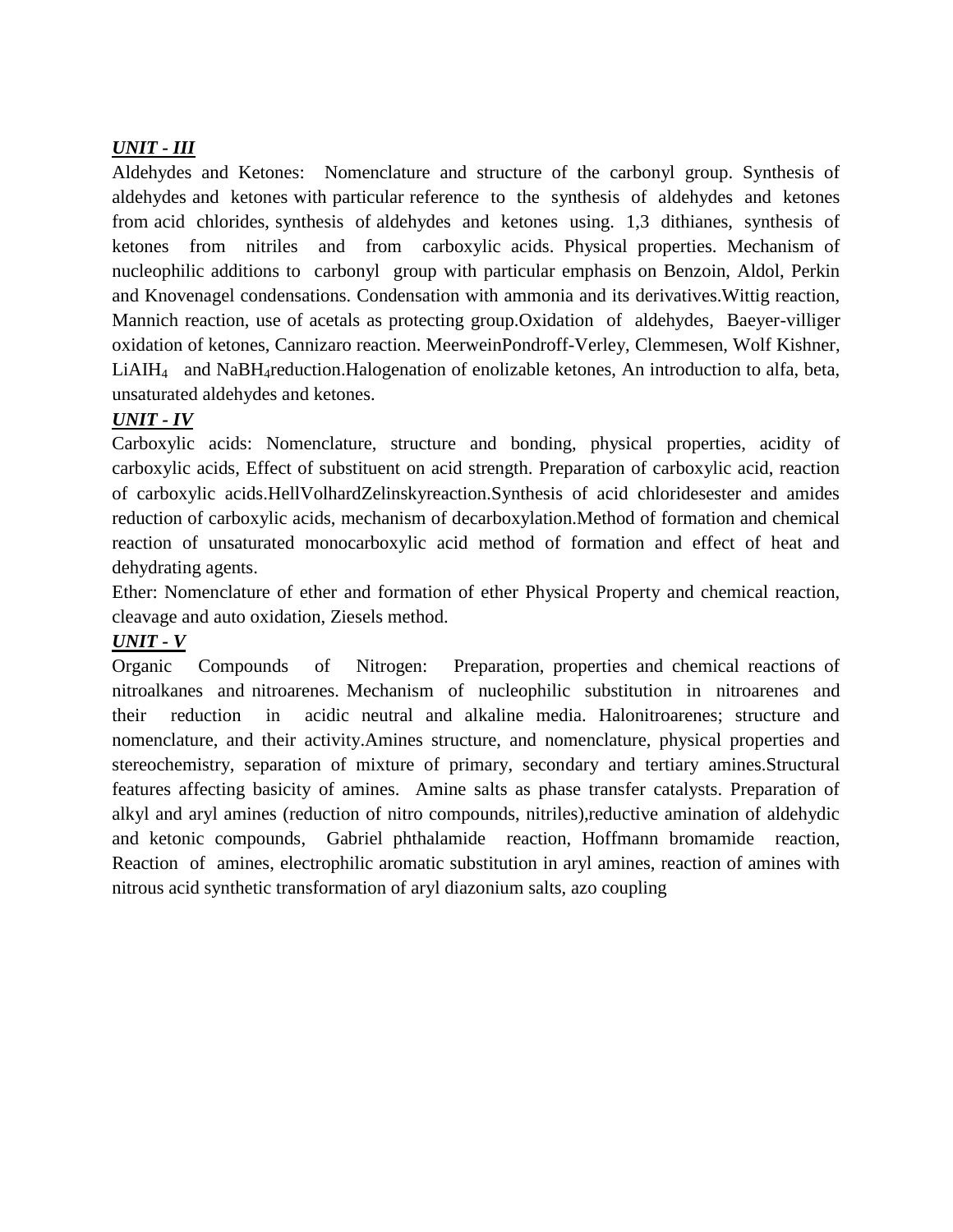### ***UNIT - III***

Aldehydes and Ketones: Nomenclature and structure of the carbonyl group. Synthesis of aldehydes and ketones with particular reference to the synthesis of aldehydes and ketones from acid chlorides, synthesis of aldehydes and ketones using. 1,3 dithianes, synthesis of ketones from nitriles and from carboxylic acids. Physical properties. Mechanism of nucleophilic additions to carbonyl group with particular emphasis on Benzoin, Aldol, Perkin and Knovenagel condensations. Condensation with ammonia and its derivatives.Wittig reaction, Mannich reaction, use of acetals as protecting group.Oxidation of aldehydes, Baeyer-villiger oxidation of ketones, Cannizaro reaction. MeerweinPondroff-Verley, Clemmesen, Wolf Kishner, $LiAIH_4$ and $NaBH_4$reduction.Halogenation of enolizable ketones, An introduction to alfa, beta, unsaturated aldehydes and ketones.

### ***UNIT - IV***

Carboxylic acids: Nomenclature, structure and bonding, physical properties, acidity of carboxylic acids, Effect of substituent on acid strength. Preparation of carboxylic acid, reaction of carboxylic acids.HellVolhardZelinskyreaction.Synthesis of acid chloridesester and amides reduction of carboxylic acids, mechanism of decarboxylation.Method of formation and chemical reaction of unsaturated monocarboxylic acid method of formation and effect of heat and dehydrating agents.

Ether: Nomenclature of ether and formation of ether Physical Property and chemical reaction, cleavage and auto oxidation, Ziesels method.

### ***UNIT - V***

Organic Compounds of Nitrogen: Preparation, properties and chemical reactions of nitroalkanes and nitroarenes. Mechanism of nucleophilic substitution in nitroarenes and their reduction in acidic neutral and alkaline media. Halonitroarenes; structure and nomenclature, and their activity.Amines structure, and nomenclature, physical properties and stereochemistry, separation of mixture of primary, secondary and tertiary amines.Structural features affecting basicity of amines. Amine salts as phase transfer catalysts. Preparation of alkyl and aryl amines (reduction of nitro compounds, nitriles),reductive amination of aldehydic and ketonic compounds, Gabriel phthalamide reaction, Hoffmann bromamide reaction, Reaction of amines, electrophilic aromatic substitution in aryl amines, reaction of amines with nitrous acid synthetic transformation of aryl diazonium salts, azo coupling